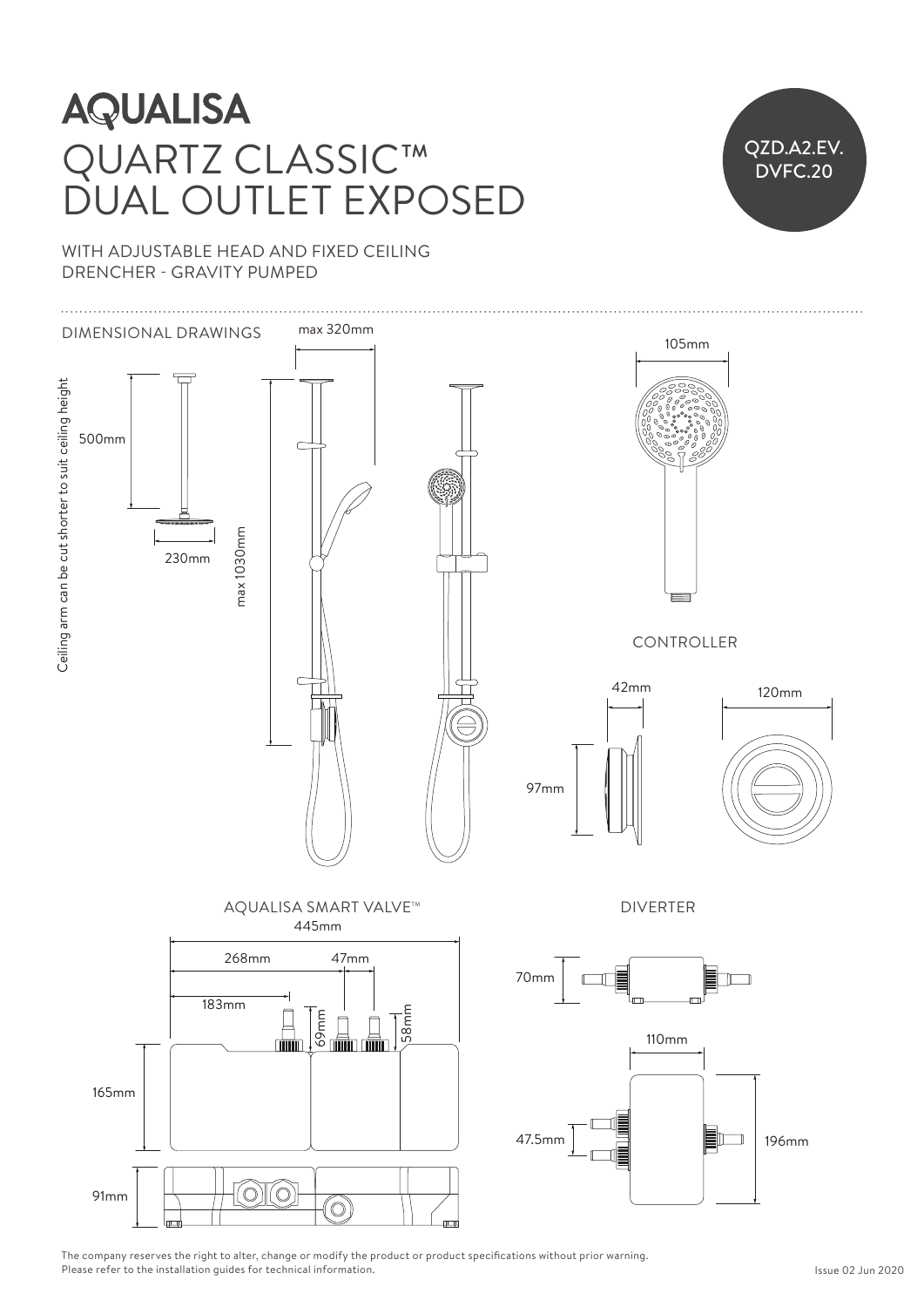# AQUALISA

# QUARTZ CLASSIC™ DUAL OUTLET EXPOSED

QZD.A2.EV.DVFC.20

WITH ADJUSTABLE HEAD AND FIXED CEILING DRENCHER - GRAVITY PUMPED

DIMENSIONAL DRAWINGS

Ceiling arm can be cut shorter to suit ceiling height

500mm

230mm

max 320mm

max 1030mm

105mm

CONTROLLER

42mm

97mm

120mm

AQUALISA SMART VALVE™

445mm

268mm

47mm

183mm

69mm

58mm

165mm

91mm

DIVERTER

70mm

110mm

47.5mm

196mm

The company reserves the right to alter, change or modify the product or product specifications without prior warning.
Please refer to the installation guides for technical information.

Issue 02 Jun 2020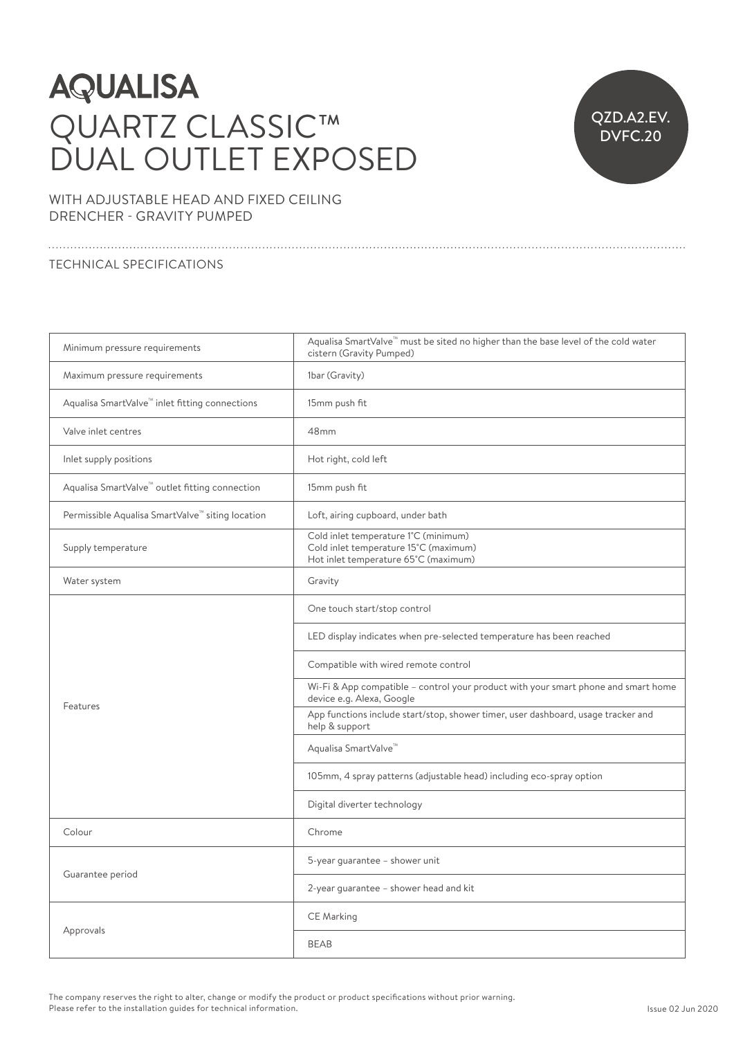# AQUALISA

# QUARTZ CLASSIC™ DUAL OUTLET EXPOSED

QZD.A2.EV.DVFC.20

WITH ADJUSTABLE HEAD AND FIXED CEILING DRENCHER - GRAVITY PUMPED

## TECHNICAL SPECIFICATIONS

| | |
|---|---|
| Minimum pressure requirements | Aqualisa SmartValve™ must be sited no higher than the base level of the cold water cistern (Gravity Pumped) |
| Maximum pressure requirements | 1bar (Gravity) |
| Aqualisa SmartValve™ inlet fitting connections | 15mm push fit |
| Valve inlet centres | 48mm |
| Inlet supply positions | Hot right, cold left |
| Aqualisa SmartValve™ outlet fitting connection | 15mm push fit |
| Permissible Aqualisa SmartValve™ siting location | Loft, airing cupboard, under bath |
| Supply temperature | Cold inlet temperature 1°C (minimum)<br>Cold inlet temperature 15°C (maximum)<br>Hot inlet temperature 65°C (maximum) |
| Water system | Gravity |
| Features | One touch start/stop control |
| | LED display indicates when pre-selected temperature has been reached |
| | Compatible with wired remote control |
| | Wi-Fi & App compatible – control your product with your smart phone and smart home device e.g. Alexa, Google |
| | App functions include start/stop, shower timer, user dashboard, usage tracker and help & support |
| | Aqualisa SmartValve™ |
| | 105mm, 4 spray patterns (adjustable head) including eco-spray option |
| | Digital diverter technology |
| Colour | Chrome |
| Guarantee period | 5-year guarantee – shower unit |
| | 2-year guarantee – shower head and kit |
| Approvals | CE Marking |
| | BEAB |

The company reserves the right to alter, change or modify the product or product specifications without prior warning.
Please refer to the installation guides for technical information.

Issue 02 Jun 2020